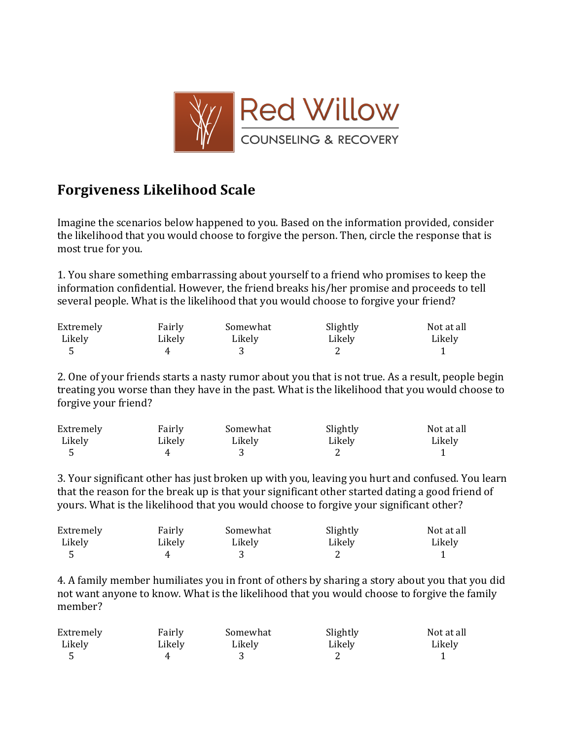Red Willow

COUNSELING & RECOVERY

## Forgiveness Likelihood Scale

Imagine the scenarios below happened to you. Based on the information provided, consider the likelihood that you would choose to forgive the person. Then, circle the response that is most true for you.

1. You share something embarrassing about yourself to a friend who promises to keep the information confidential. However, the friend breaks his/her promise and proceeds to tell several people. What is the likelihood that you would choose to forgive your friend?

| Extremely Likely | Fairly Likely | Somewhat Likely | Slightly Likely | Not at all Likely |
|---|---|---|---|---|
| 5 | 4 | 3 | 2 | 1 |

2. One of your friends starts a nasty rumor about you that is not true. As a result, people begin treating you worse than they have in the past. What is the likelihood that you would choose to forgive your friend?

| Extremely Likely | Fairly Likely | Somewhat Likely | Slightly Likely | Not at all Likely |
|---|---|---|---|---|
| 5 | 4 | 3 | 2 | 1 |

3. Your significant other has just broken up with you, leaving you hurt and confused. You learn that the reason for the break up is that your significant other started dating a good friend of yours. What is the likelihood that you would choose to forgive your significant other?

| Extremely Likely | Fairly Likely | Somewhat Likely | Slightly Likely | Not at all Likely |
|---|---|---|---|---|
| 5 | 4 | 3 | 2 | 1 |

4. A family member humiliates you in front of others by sharing a story about you that you did not want anyone to know. What is the likelihood that you would choose to forgive the family member?

| Extremely Likely | Fairly Likely | Somewhat Likely | Slightly Likely | Not at all Likely |
|---|---|---|---|---|
| 5 | 4 | 3 | 2 | 1 |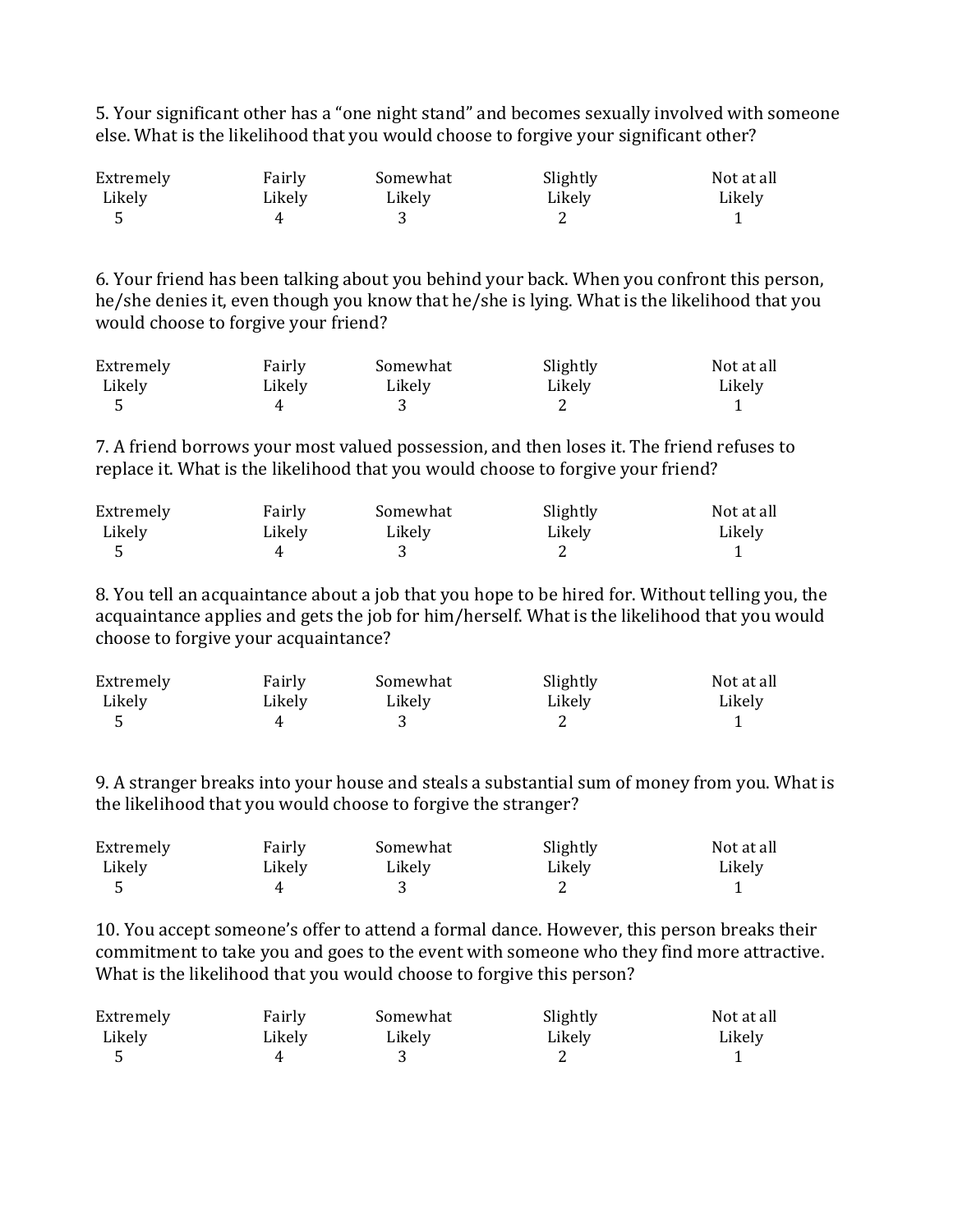5. Your significant other has a “one night stand” and becomes sexually involved with someone else. What is the likelihood that you would choose to forgive your significant other?

| Extremely Likely | Fairly Likely | Somewhat Likely | Slightly Likely | Not at all Likely |
|---|---|---|---|---|
| 5 | 4 | 3 | 2 | 1 |

6. Your friend has been talking about you behind your back. When you confront this person, he/she denies it, even though you know that he/she is lying. What is the likelihood that you would choose to forgive your friend?

| Extremely Likely | Fairly Likely | Somewhat Likely | Slightly Likely | Not at all Likely |
|---|---|---|---|---|
| 5 | 4 | 3 | 2 | 1 |

7. A friend borrows your most valued possession, and then loses it. The friend refuses to replace it. What is the likelihood that you would choose to forgive your friend?

| Extremely Likely | Fairly Likely | Somewhat Likely | Slightly Likely | Not at all Likely |
|---|---|---|---|---|
| 5 | 4 | 3 | 2 | 1 |

8. You tell an acquaintance about a job that you hope to be hired for. Without telling you, the acquaintance applies and gets the job for him/herself. What is the likelihood that you would choose to forgive your acquaintance?

| Extremely Likely | Fairly Likely | Somewhat Likely | Slightly Likely | Not at all Likely |
|---|---|---|---|---|
| 5 | 4 | 3 | 2 | 1 |

9. A stranger breaks into your house and steals a substantial sum of money from you. What is the likelihood that you would choose to forgive the stranger?

| Extremely Likely | Fairly Likely | Somewhat Likely | Slightly Likely | Not at all Likely |
|---|---|---|---|---|
| 5 | 4 | 3 | 2 | 1 |

10. You accept someone’s offer to attend a formal dance. However, this person breaks their commitment to take you and goes to the event with someone who they find more attractive. What is the likelihood that you would choose to forgive this person?

| Extremely Likely | Fairly Likely | Somewhat Likely | Slightly Likely | Not at all Likely |
|---|---|---|---|---|
| 5 | 4 | 3 | 2 | 1 |